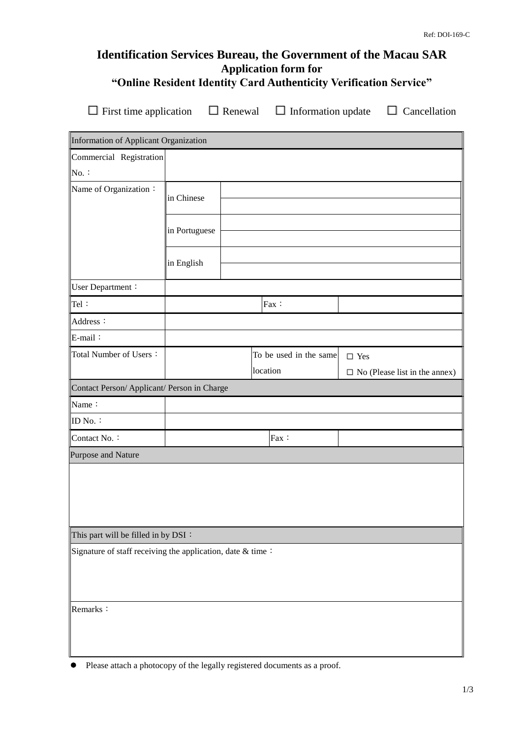Ref: DOI-169-C

# Identification Services Bureau, the Government of the Macau SAR

## Application form for

## "Online Resident Identity Card Authenticity Verification Service"

☐ First time application ☐ Renewal ☐ Information update ☐ Cancellation

| Information of Applicant Organization | | | |
|---|---|---|---|
| Commercial Registration No.： | | | |
| Name of Organization： | in Chinese | | |
| | in Portuguese | | |
| | in English | | |
| User Department： | | | |
| Tel： | | Fax： | |
| Address： | | | |
| E-mail： | | | |
| Total Number of Users： | | To be used in the same location | □ Yes<br>□ No (Please list in the annex) |
| **Contact Person/ Applicant/ Person in Charge** | | | |
| Name： | | | |
| ID No.： | | | |
| Contact No.： | | Fax： | |
| **Purpose and Nature** | | | |
| | | | |
| **This part will be filled in by DSI：** | | | |
| Signature of staff receiving the application, date & time： | | | |
| Remarks： | | | |

- Please attach a photocopy of the legally registered documents as a proof.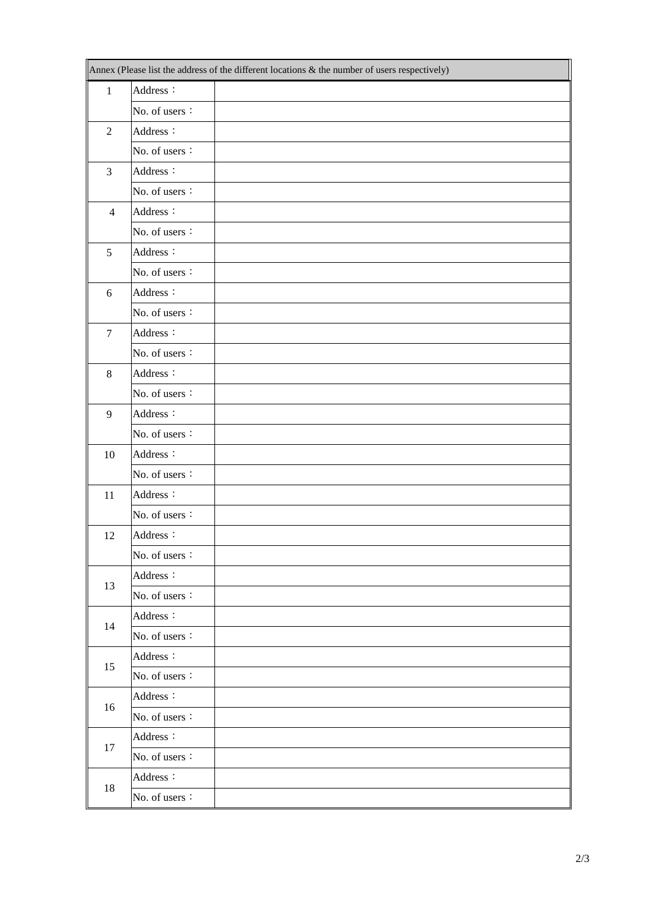| Annex (Please list the address of the different locations & the number of users respectively) | | |
|---|---|---|
| 1 | Address： | |
| | No. of users： | |
| 2 | Address： | |
| | No. of users： | |
| 3 | Address： | |
| | No. of users： | |
| 4 | Address： | |
| | No. of users： | |
| 5 | Address： | |
| | No. of users： | |
| 6 | Address： | |
| | No. of users： | |
| 7 | Address： | |
| | No. of users： | |
| 8 | Address： | |
| | No. of users： | |
| 9 | Address： | |
| | No. of users： | |
| 10 | Address： | |
| | No. of users： | |
| 11 | Address： | |
| | No. of users： | |
| 12 | Address： | |
| | No. of users： | |
| 13 | Address： | |
| | No. of users： | |
| 14 | Address： | |
| | No. of users： | |
| 15 | Address： | |
| | No. of users： | |
| 16 | Address： | |
| | No. of users： | |
| 17 | Address： | |
| | No. of users： | |
| 18 | Address： | |
| | No. of users： | |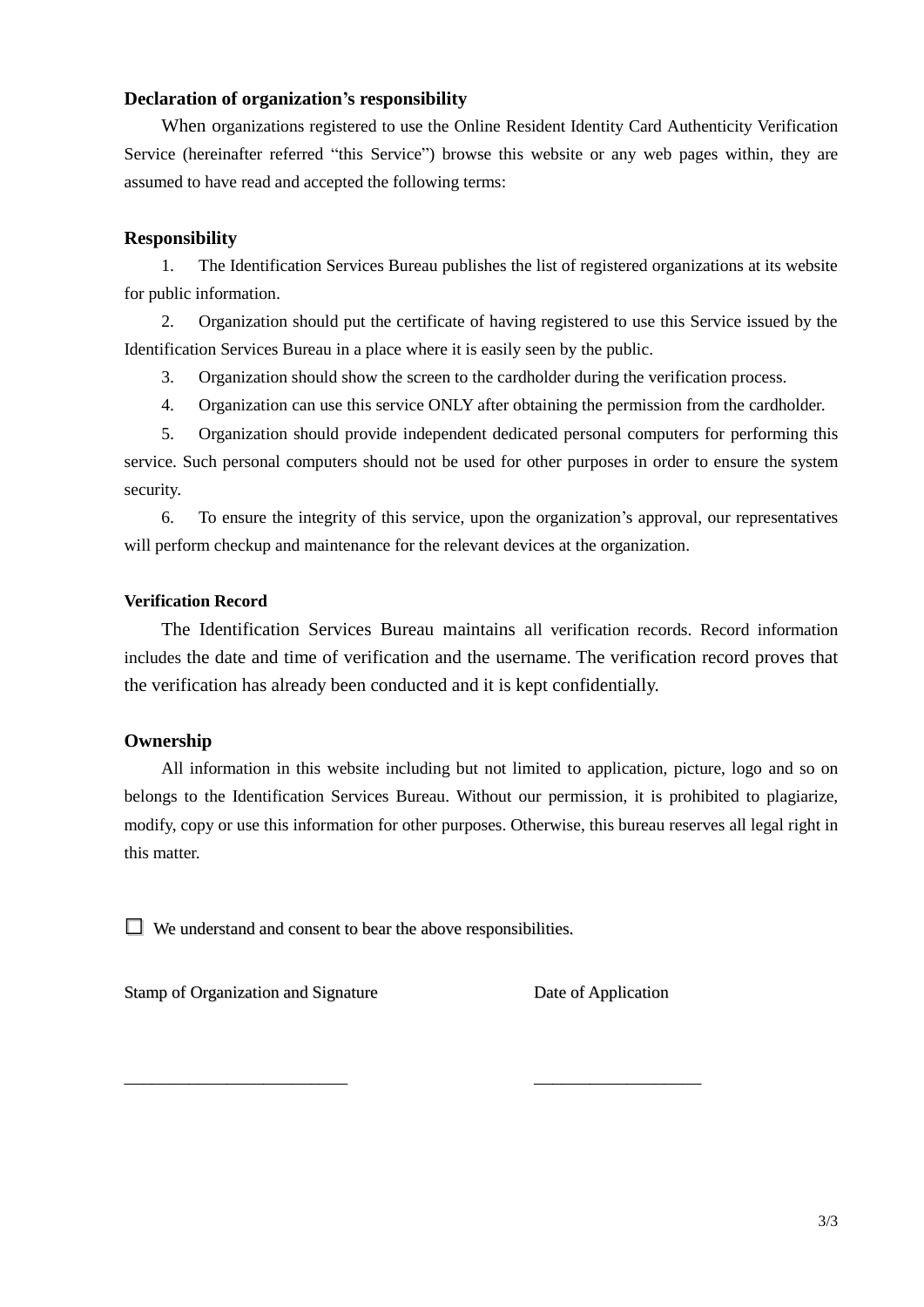## Declaration of organization's responsibility

When organizations registered to use the Online Resident Identity Card Authenticity Verification Service (hereinafter referred "this Service") browse this website or any web pages within, they are assumed to have read and accepted the following terms:

## Responsibility

1. The Identification Services Bureau publishes the list of registered organizations at its website for public information.
2. Organization should put the certificate of having registered to use this Service issued by the Identification Services Bureau in a place where it is easily seen by the public.
3. Organization should show the screen to the cardholder during the verification process.
4. Organization can use this service ONLY after obtaining the permission from the cardholder.
5. Organization should provide independent dedicated personal computers for performing this service. Such personal computers should not be used for other purposes in order to ensure the system security.
6. To ensure the integrity of this service, upon the organization's approval, our representatives will perform checkup and maintenance for the relevant devices at the organization.

### Verification Record

The Identification Services Bureau maintains all verification records. Record information includes the date and time of verification and the username. The verification record proves that the verification has already been conducted and it is kept confidentially.

## Ownership

All information in this website including but not limited to application, picture, logo and so on belongs to the Identification Services Bureau. Without our permission, it is prohibited to plagiarize, modify, copy or use this information for other purposes. Otherwise, this bureau reserves all legal right in this matter.

☐ We understand and consent to bear the above responsibilities.

Stamp of Organization and Signature

_________________________

Date of Application

___________________